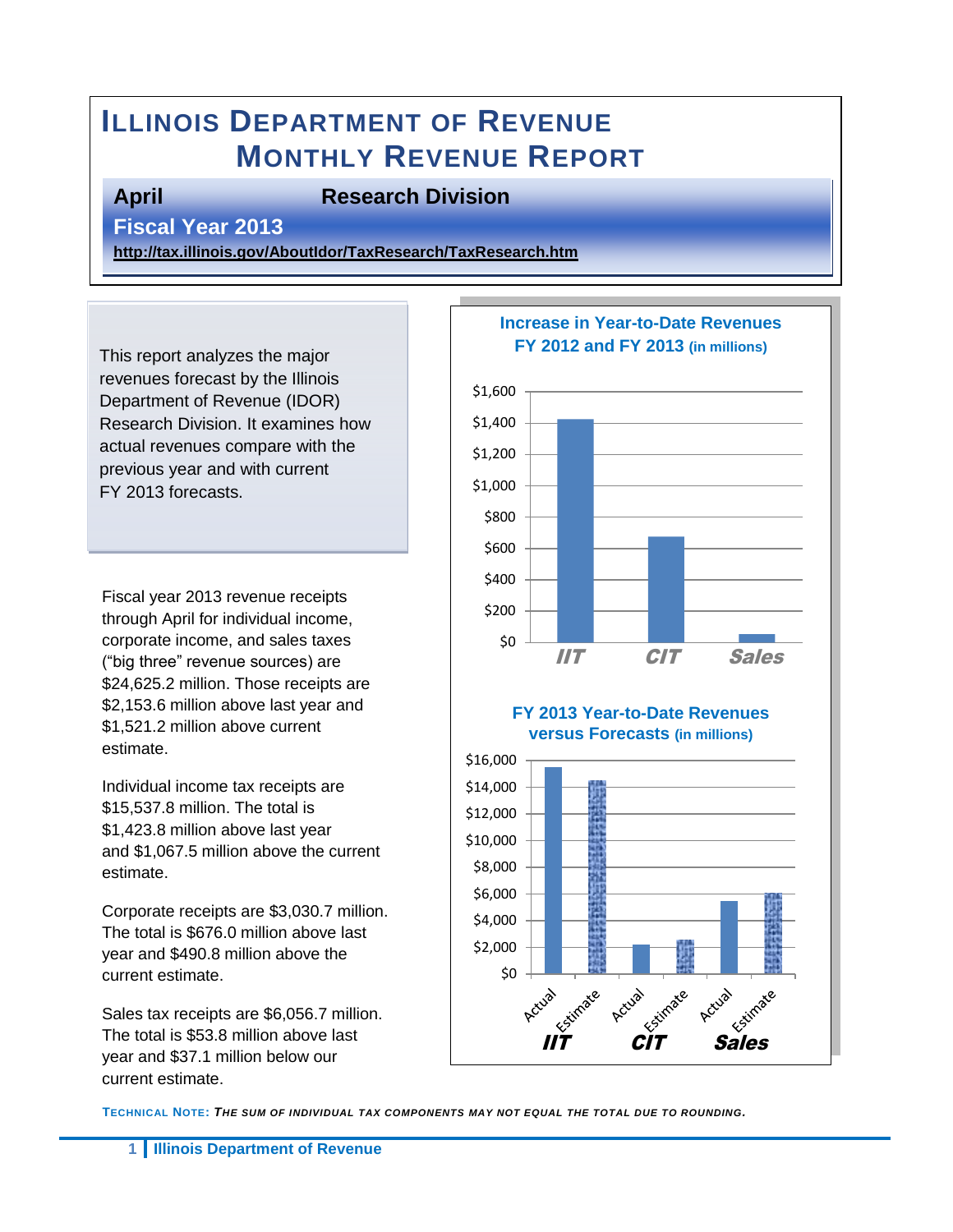# ILLINOIS DEPARTMENT OF REVENUE
# MONTHLY REVENUE REPORT

**April** **Research Division**

**Fiscal Year 2013**

**http://tax.illinois.gov/AboutIdor/TaxResearch/TaxResearch.htm**

This report analyzes the major revenues forecast by the Illinois Department of Revenue (IDOR) Research Division. It examines how actual revenues compare with the previous year and with current FY 2013 forecasts.

Fiscal year 2013 revenue receipts through April for individual income, corporate income, and sales taxes ("big three" revenue sources) are $24,625.2 million. Those receipts are $2,153.6 million above last year and $1,521.2 million above current estimate.

Individual income tax receipts are $15,537.8 million. The total is $1,423.8 million above last year and $1,067.5 million above the current estimate.

Corporate receipts are $3,030.7 million. The total is $676.0 million above last year and $490.8 million above the current estimate.

Sales tax receipts are $6,056.7 million. The total is $53.8 million above last year and $37.1 million below our current estimate.

**Increase in Year-to-Date Revenues FY 2012 and FY 2013 (in millions)**

**FY 2013 Year-to-Date Revenues versus Forecasts (in millions)**

**TECHNICAL NOTE:** *THE SUM OF INDIVIDUAL TAX COMPONENTS MAY NOT EQUAL THE TOTAL DUE TO ROUNDING.*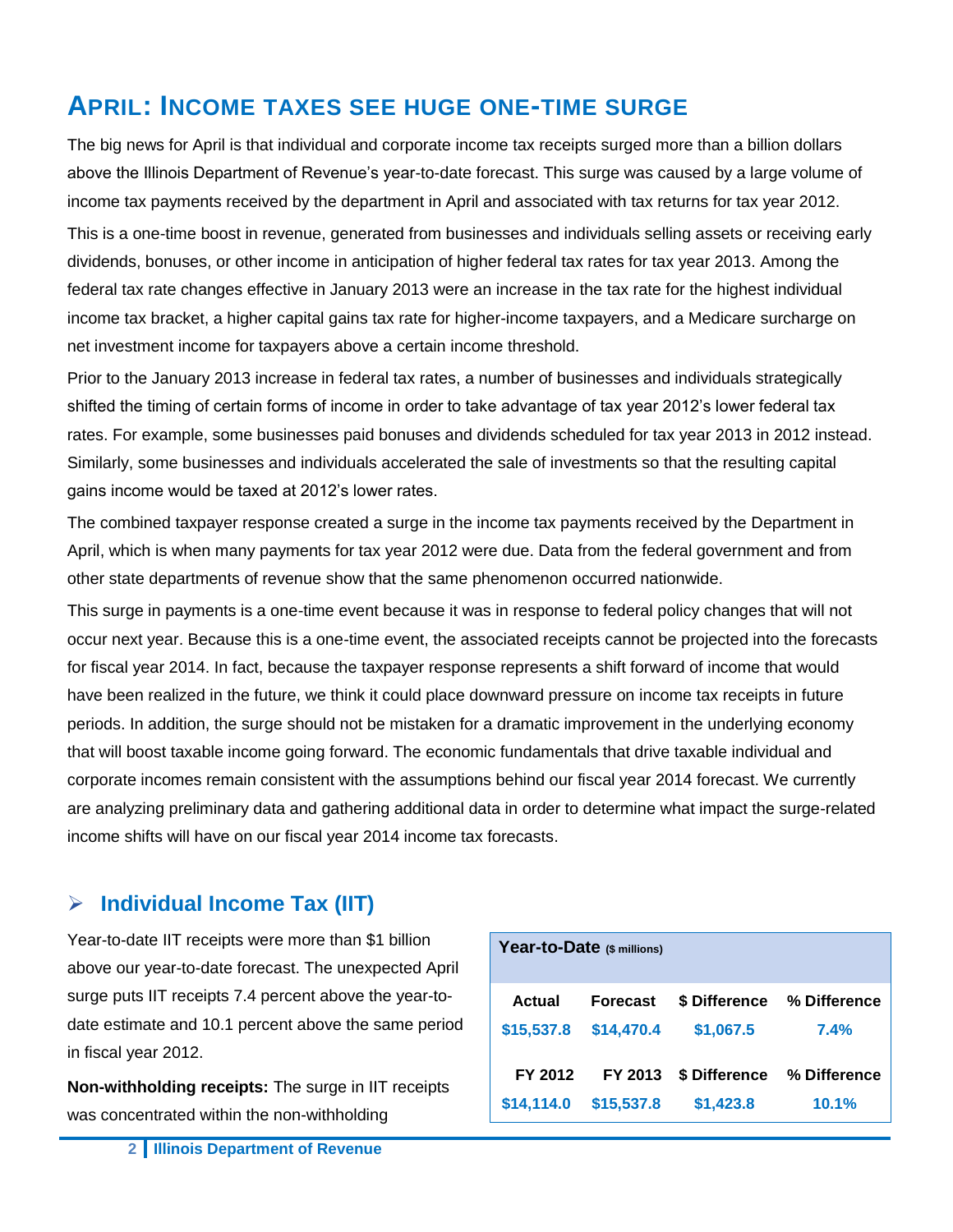# APRIL: INCOME TAXES SEE HUGE ONE-TIME SURGE

The big news for April is that individual and corporate income tax receipts surged more than a billion dollars above the Illinois Department of Revenue's year-to-date forecast. This surge was caused by a large volume of income tax payments received by the department in April and associated with tax returns for tax year 2012.

This is a one-time boost in revenue, generated from businesses and individuals selling assets or receiving early dividends, bonuses, or other income in anticipation of higher federal tax rates for tax year 2013. Among the federal tax rate changes effective in January 2013 were an increase in the tax rate for the highest individual income tax bracket, a higher capital gains tax rate for higher-income taxpayers, and a Medicare surcharge on net investment income for taxpayers above a certain income threshold.

Prior to the January 2013 increase in federal tax rates, a number of businesses and individuals strategically shifted the timing of certain forms of income in order to take advantage of tax year 2012's lower federal tax rates. For example, some businesses paid bonuses and dividends scheduled for tax year 2013 in 2012 instead. Similarly, some businesses and individuals accelerated the sale of investments so that the resulting capital gains income would be taxed at 2012's lower rates.

The combined taxpayer response created a surge in the income tax payments received by the Department in April, which is when many payments for tax year 2012 were due. Data from the federal government and from other state departments of revenue show that the same phenomenon occurred nationwide.

This surge in payments is a one-time event because it was in response to federal policy changes that will not occur next year. Because this is a one-time event, the associated receipts cannot be projected into the forecasts for fiscal year 2014. In fact, because the taxpayer response represents a shift forward of income that would have been realized in the future, we think it could place downward pressure on income tax receipts in future periods. In addition, the surge should not be mistaken for a dramatic improvement in the underlying economy that will boost taxable income going forward. The economic fundamentals that drive taxable individual and corporate incomes remain consistent with the assumptions behind our fiscal year 2014 forecast. We currently are analyzing preliminary data and gathering additional data in order to determine what impact the surge-related income shifts will have on our fiscal year 2014 income tax forecasts.

## Individual Income Tax (IIT)

Year-to-date IIT receipts were more than $1 billion above our year-to-date forecast. The unexpected April surge puts IIT receipts 7.4 percent above the year-to-date estimate and 10.1 percent above the same period in fiscal year 2012.

**Year-to-Date** ($ millions)

| Actual | Forecast | $ Difference | % Difference |
|---|---|---|---|
| $15,537.8 | $14,470.4 | $1,067.5 | 7.4% |
| **FY 2012** | **FY 2013** | **$ Difference** | **% Difference** |
| $14,114.0 | $15,537.8 | $1,423.8 | 10.1% |

**Non-withholding receipts:** The surge in IIT receipts was concentrated within the non-withholding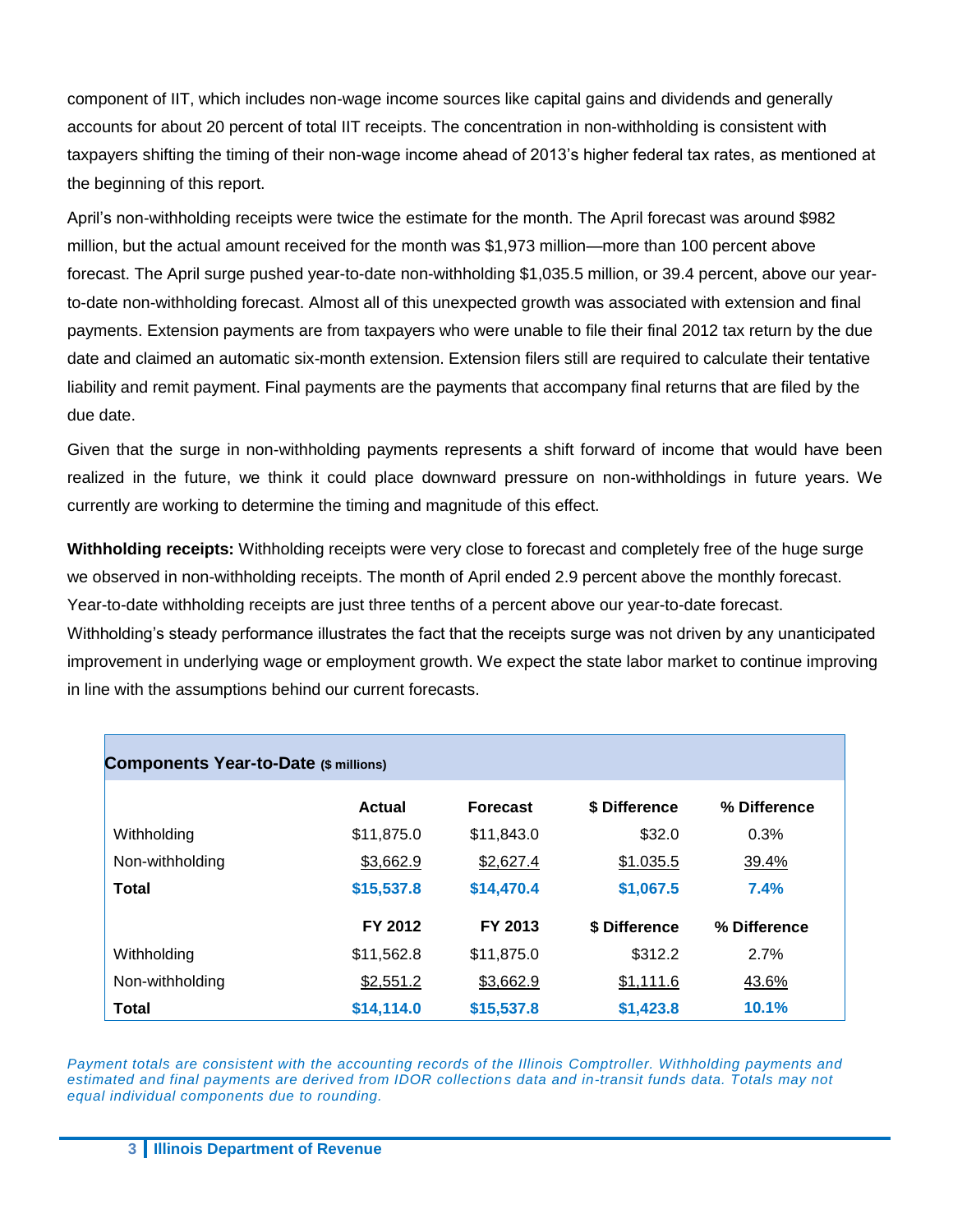component of IIT, which includes non-wage income sources like capital gains and dividends and generally accounts for about 20 percent of total IIT receipts. The concentration in non-withholding is consistent with taxpayers shifting the timing of their non-wage income ahead of 2013's higher federal tax rates, as mentioned at the beginning of this report.

April's non-withholding receipts were twice the estimate for the month. The April forecast was around $982 million, but the actual amount received for the month was $1,973 million—more than 100 percent above forecast. The April surge pushed year-to-date non-withholding $1,035.5 million, or 39.4 percent, above our year-to-date non-withholding forecast. Almost all of this unexpected growth was associated with extension and final payments. Extension payments are from taxpayers who were unable to file their final 2012 tax return by the due date and claimed an automatic six-month extension. Extension filers still are required to calculate their tentative liability and remit payment. Final payments are the payments that accompany final returns that are filed by the due date.

Given that the surge in non-withholding payments represents a shift forward of income that would have been realized in the future, we think it could place downward pressure on non-withholdings in future years. We currently are working to determine the timing and magnitude of this effect.

**Withholding receipts:** Withholding receipts were very close to forecast and completely free of the huge surge we observed in non-withholding receipts. The month of April ended 2.9 percent above the monthly forecast. Year-to-date withholding receipts are just three tenths of a percent above our year-to-date forecast. Withholding's steady performance illustrates the fact that the receipts surge was not driven by any unanticipated improvement in underlying wage or employment growth. We expect the state labor market to continue improving in line with the assumptions behind our current forecasts.

**Components Year-to-Date** ($ millions)

| | Actual | Forecast | $ Difference | % Difference |
|---|---|---|---|---|
| Withholding | $11,875.0 | $11,843.0 | $32.0 | 0.3% |
| Non-withholding | $3,662.9 | $2,627.4 | $1.035.5 | 39.4% |
| **Total** | **$15,537.8** | **$14,470.4** | **$1,067.5** | **7.4%** |
| | **FY 2012** | **FY 2013** | **$ Difference** | **% Difference** |
| Withholding | $11,562.8 | $11,875.0 | $312.2 | 2.7% |
| Non-withholding | $2,551.2 | $3,662.9 | $1,111.6 | 43.6% |
| **Total** | **$14,114.0** | **$15,537.8** | **$1,423.8** | **10.1%** |

*Payment totals are consistent with the accounting records of the Illinois Comptroller. Withholding payments and estimated and final payments are derived from IDOR collections data and in-transit funds data. Totals may not equal individual components due to rounding.*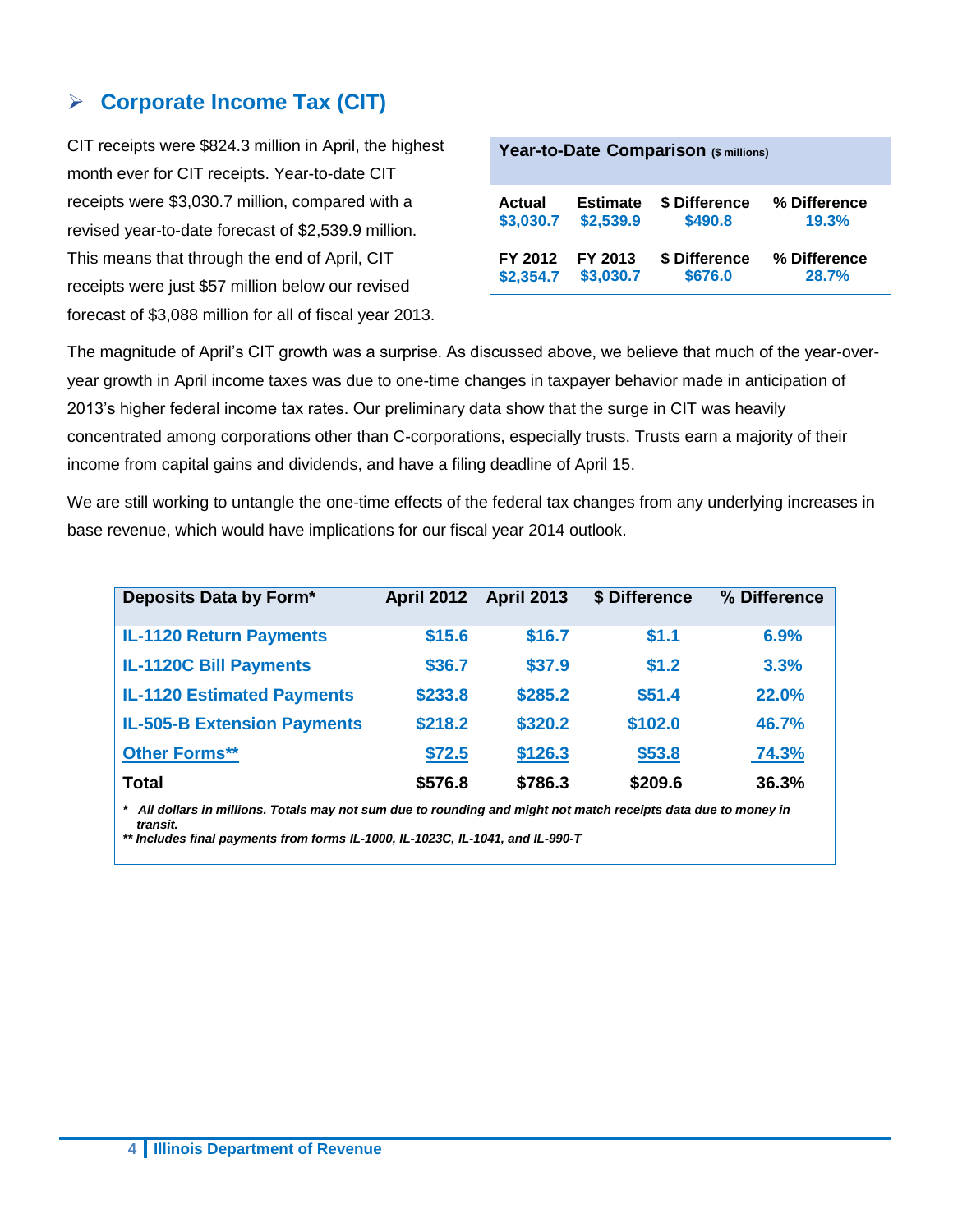## Corporate Income Tax (CIT)

CIT receipts were $824.3 million in April, the highest month ever for CIT receipts. Year-to-date CIT receipts were $3,030.7 million, compared with a revised year-to-date forecast of $2,539.9 million. This means that through the end of April, CIT receipts were just $57 million below our revised forecast of $3,088 million for all of fiscal year 2013.

| Year-to-Date Comparison ($ millions) | | | |
|---|---|---|---|
| **Actual** | **Estimate** | **$ Difference** | **% Difference** |
| $3,030.7 | $2,539.9 | $490.8 | 19.3% |
| **FY 2012** | **FY 2013** | **$ Difference** | **% Difference** |
| $2,354.7 | $3,030.7 | $676.0 | 28.7% |

The magnitude of April's CIT growth was a surprise. As discussed above, we believe that much of the year-over-year growth in April income taxes was due to one-time changes in taxpayer behavior made in anticipation of 2013's higher federal income tax rates. Our preliminary data show that the surge in CIT was heavily concentrated among corporations other than C-corporations, especially trusts. Trusts earn a majority of their income from capital gains and dividends, and have a filing deadline of April 15.

We are still working to untangle the one-time effects of the federal tax changes from any underlying increases in base revenue, which would have implications for our fiscal year 2014 outlook.

| Deposits Data by Form* | April 2012 | April 2013 | $ Difference | % Difference |
|---|---|---|---|---|
| IL-1120 Return Payments | $15.6 | $16.7 | $1.1 | 6.9% |
| IL-1120C Bill Payments | $36.7 | $37.9 | $1.2 | 3.3% |
| IL-1120 Estimated Payments | $233.8 | $285.2 | $51.4 | 22.0% |
| IL-505-B Extension Payments | $218.2 | $320.2 | $102.0 | 46.7% |
| Other Forms** | $72.5 | $126.3 | $53.8 | 74.3% |
| **Total** | **$576.8** | **$786.3** | **$209.6** | **36.3%** |

*\* All dollars in millions. Totals may not sum due to rounding and might not match receipts data due to money in transit.*

*\*\* Includes final payments from forms IL-1000, IL-1023C, IL-1041, and IL-990-T*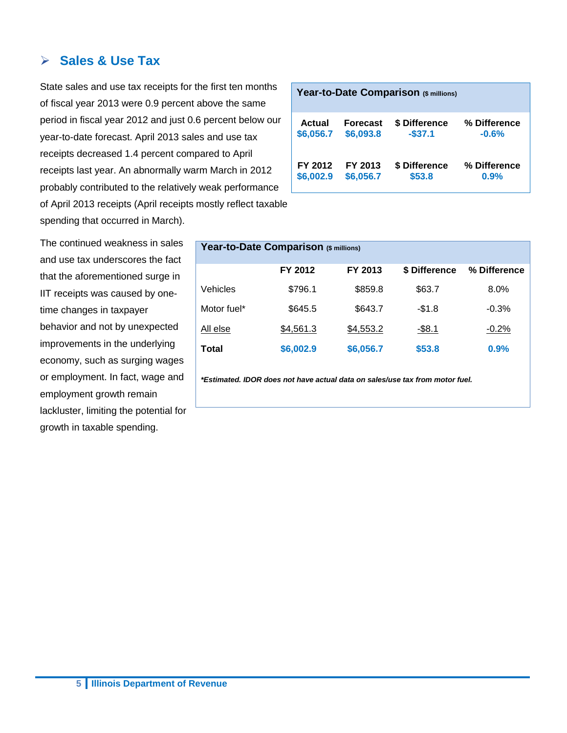## Sales & Use Tax

State sales and use tax receipts for the first ten months of fiscal year 2013 were 0.9 percent above the same period in fiscal year 2012 and just 0.6 percent below our year-to-date forecast. April 2013 sales and use tax receipts decreased 1.4 percent compared to April receipts last year. An abnormally warm March in 2012 probably contributed to the relatively weak performance of April 2013 receipts (April receipts mostly reflect taxable spending that occurred in March).

**Year-to-Date Comparison** ($ millions)

| Actual | Forecast | $ Difference | % Difference |
|---|---|---|---|
| $6,056.7 | $6,093.8 | -$37.1 | -0.6% |
| **FY 2012** | **FY 2013** | **$ Difference** | **% Difference** |
| $6,002.9 | $6,056.7 | $53.8 | 0.9% |

The continued weakness in sales and use tax underscores the fact that the aforementioned surge in IIT receipts was caused by one-time changes in taxpayer behavior and not by unexpected improvements in the underlying economy, such as surging wages or employment. In fact, wage and employment growth remain lackluster, limiting the potential for growth in taxable spending.

**Year-to-Date Comparison** ($ millions)

| | FY 2012 | FY 2013 | $ Difference | % Difference |
|---|---|---|---|---|
| Vehicles | $796.1 | $859.8 | $63.7 | 8.0% |
| Motor fuel* | $645.5 | $643.7 | -$1.8 | -0.3% |
| All else | $4,561.3 | $4,553.2 | -$8.1 | -0.2% |
| **Total** | **$6,002.9** | **$6,056.7** | **$53.8** | **0.9%** |

***Estimated. IDOR does not have actual data on sales/use tax from motor fuel.***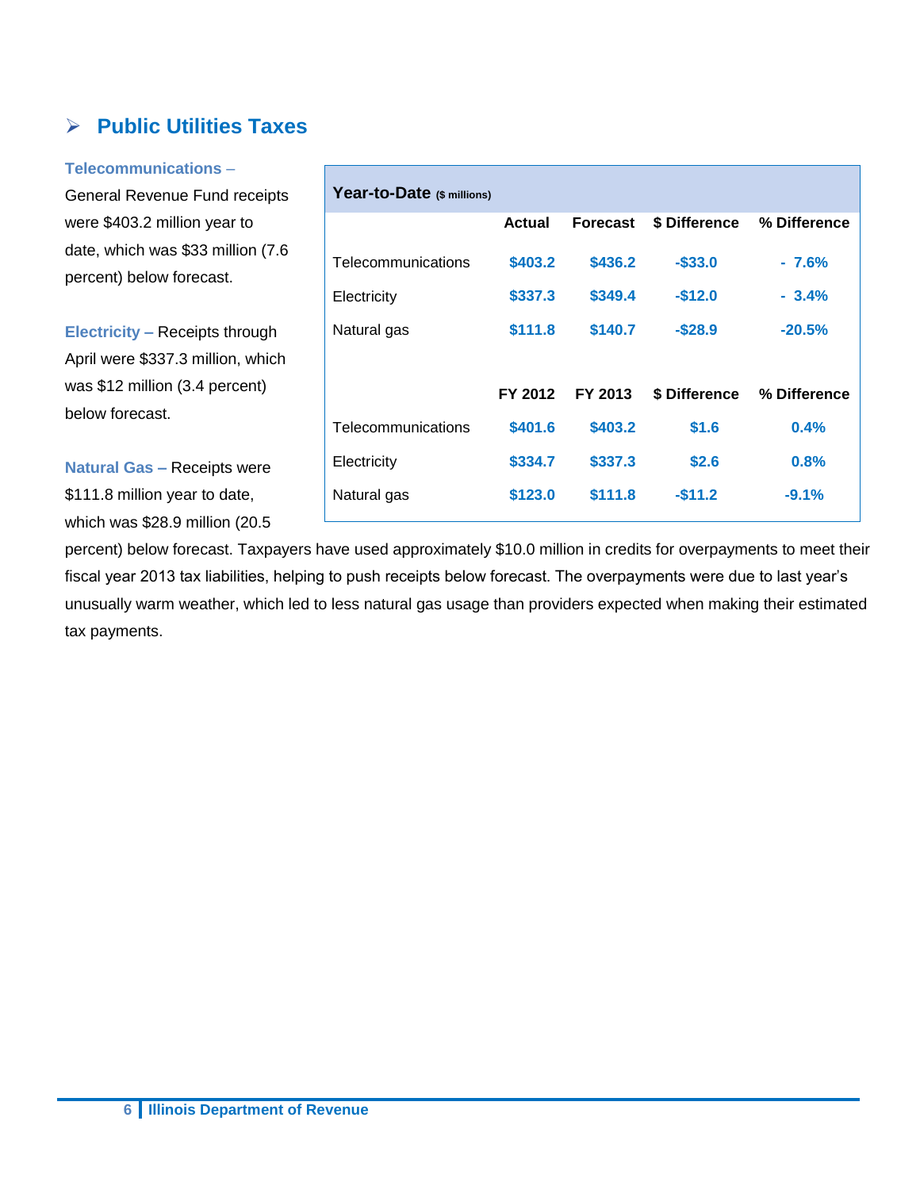## Public Utilities Taxes

**Telecommunications –** General Revenue Fund receipts were $403.2 million year to date, which was $33 million (7.6 percent) below forecast.

**Electricity –** Receipts through April were $337.3 million, which was $12 million (3.4 percent) below forecast.

**Natural Gas –** Receipts were $111.8 million year to date, which was $28.9 million (20.5 percent) below forecast. Taxpayers have used approximately $10.0 million in credits for overpayments to meet their fiscal year 2013 tax liabilities, helping to push receipts below forecast. The overpayments were due to last year's unusually warm weather, which led to less natural gas usage than providers expected when making their estimated tax payments.

**Year-to-Date** ($ millions)

| | Actual | Forecast | $ Difference | % Difference |
|---|---|---|---|---|
| Telecommunications | $403.2 | $436.2 | -$33.0 | - 7.6% |
| Electricity | $337.3 | $349.4 | -$12.0 | - 3.4% |
| Natural gas | $111.8 | $140.7 | -$28.9 | -20.5% |

| | FY 2012 | FY 2013 | $ Difference | % Difference |
|---|---|---|---|---|
| Telecommunications | $401.6 | $403.2 | $1.6 | 0.4% |
| Electricity | $334.7 | $337.3 | $2.6 | 0.8% |
| Natural gas | $123.0 | $111.8 | -$11.2 | -9.1% |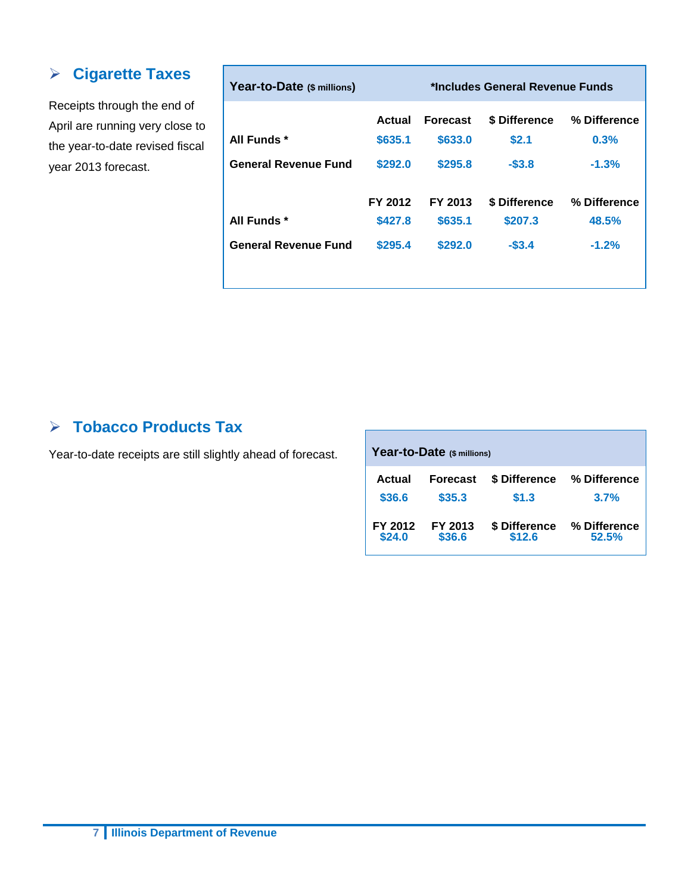## ➢ Cigarette Taxes

Receipts through the end of April are running very close to the year-to-date revised fiscal year 2013 forecast.

| Year-to-Date ($ millions) | | *Includes General Revenue Funds | | |
|---|---|---|---|---|
| | Actual | Forecast | $ Difference | % Difference |
| All Funds * | $635.1 | $633.0 | $2.1 | 0.3% |
| General Revenue Fund | $292.0 | $295.8 | -$3.8 | -1.3% |
| | FY 2012 | FY 2013 | $ Difference | % Difference |
| All Funds * | $427.8 | $635.1 | $207.3 | 48.5% |
| General Revenue Fund | $295.4 | $292.0 | -$3.4 | -1.2% |

## ➢ Tobacco Products Tax

Year-to-date receipts are still slightly ahead of forecast.

| Year-to-Date ($ millions) | | | |
|---|---|---|---|
| Actual | Forecast | $ Difference | % Difference |
| $36.6 | $35.3 | $1.3 | 3.7% |
| FY 2012 | FY 2013 | $ Difference | % Difference |
| $24.0 | $36.6 | $12.6 | 52.5% |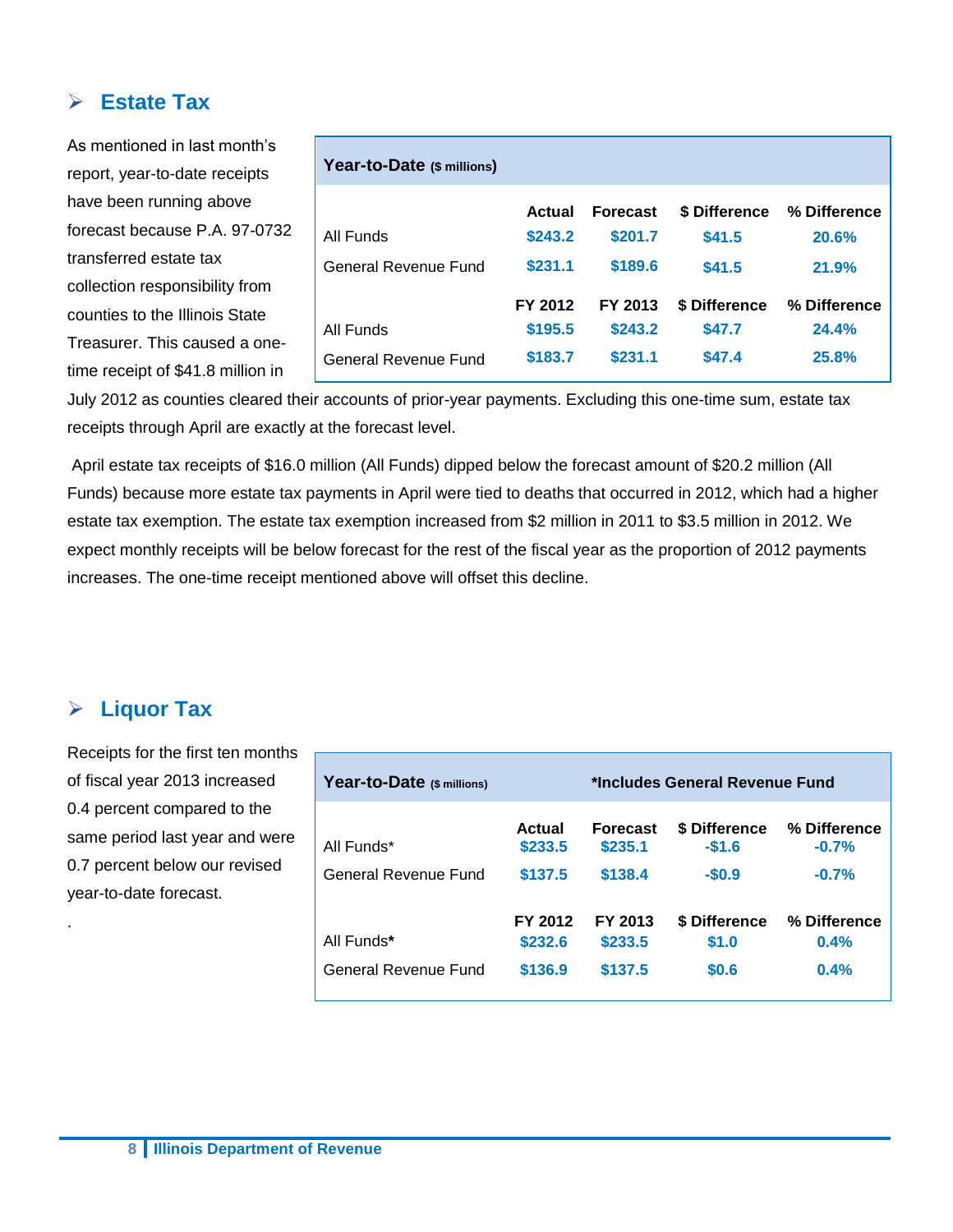## Estate Tax

As mentioned in last month's report, year-to-date receipts have been running above forecast because P.A. 97-0732 transferred estate tax collection responsibility from counties to the Illinois State Treasurer. This caused a one-time receipt of $41.8 million in July 2012 as counties cleared their accounts of prior-year payments. Excluding this one-time sum, estate tax receipts through April are exactly at the forecast level.

| Year-to-Date ($ millions) | | | | |
|---|---|---|---|---|
| | **Actual** | **Forecast** | **$ Difference** | **% Difference** |
| All Funds | $243.2 | $201.7 | $41.5 | 20.6% |
| General Revenue Fund | $231.1 | $189.6 | $41.5 | 21.9% |
| | **FY 2012** | **FY 2013** | **$ Difference** | **% Difference** |
| All Funds | $195.5 | $243.2 | $47.7 | 24.4% |
| General Revenue Fund | $183.7 | $231.1 | $47.4 | 25.8% |

April estate tax receipts of $16.0 million (All Funds) dipped below the forecast amount of $20.2 million (All Funds) because more estate tax payments in April were tied to deaths that occurred in 2012, which had a higher estate tax exemption. The estate tax exemption increased from $2 million in 2011 to $3.5 million in 2012. We expect monthly receipts will be below forecast for the rest of the fiscal year as the proportion of 2012 payments increases. The one-time receipt mentioned above will offset this decline.

## Liquor Tax

Receipts for the first ten months of fiscal year 2013 increased 0.4 percent compared to the same period last year and were 0.7 percent below our revised year-to-date forecast.

.

| Year-to-Date ($ millions) | *Includes General Revenue Fund | | | |
|---|---|---|---|---|
| | **Actual** | **Forecast** | **$ Difference** | **% Difference** |
| All Funds* | $233.5 | $235.1 | -$1.6 | -0.7% |
| General Revenue Fund | $137.5 | $138.4 | -$0.9 | -0.7% |
| | **FY 2012** | **FY 2013** | **$ Difference** | **% Difference** |
| All Funds* | $232.6 | $233.5 | $1.0 | 0.4% |
| General Revenue Fund | $136.9 | $137.5 | $0.6 | 0.4% |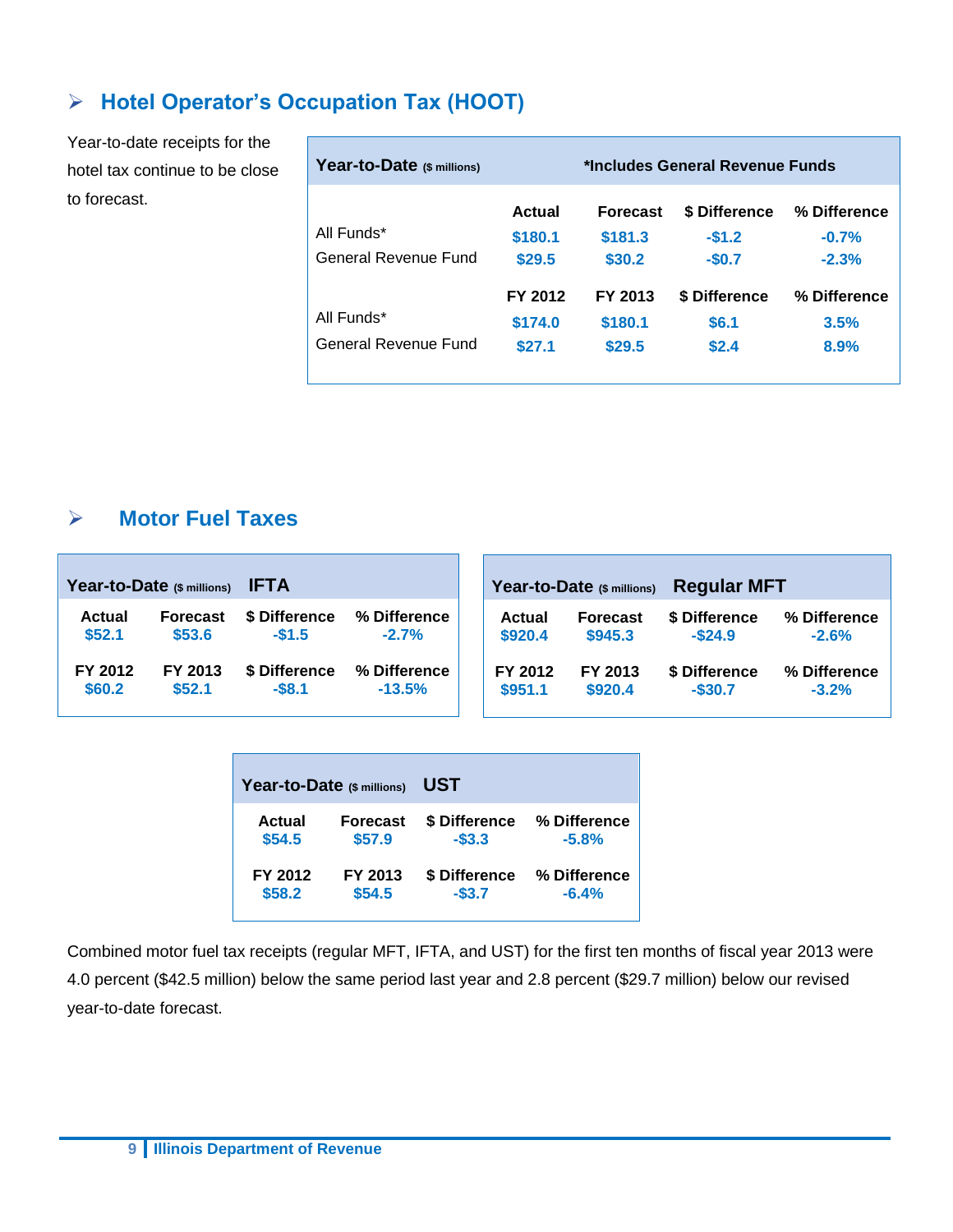## Hotel Operator's Occupation Tax (HOOT)

Year-to-date receipts for the hotel tax continue to be close to forecast.

| Year-to-Date ($ millions) | *Includes General Revenue Funds | | | |
|---|---|---|---|---|
| | Actual | Forecast | $ Difference | % Difference |
| All Funds* | $180.1 | $181.3 | -$1.2 | -0.7% |
| General Revenue Fund | $29.5 | $30.2 | -$0.7 | -2.3% |
| | FY 2012 | FY 2013 | $ Difference | % Difference |
| All Funds* | $174.0 | $180.1 | $6.1 | 3.5% |
| General Revenue Fund | $27.1 | $29.5 | $2.4 | 8.9% |

## Motor Fuel Taxes

| Year-to-Date ($ millions) IFTA | | | |
|---|---|---|---|
| Actual | Forecast | $ Difference | % Difference |
| $52.1 | $53.6 | -$1.5 | -2.7% |
| FY 2012 | FY 2013 | $ Difference | % Difference |
| $60.2 | $52.1 | -$8.1 | -13.5% |

| Year-to-Date ($ millions) Regular MFT | | | |
|---|---|---|---|
| Actual | Forecast | $ Difference | % Difference |
| $920.4 | $945.3 | -$24.9 | -2.6% |
| FY 2012 | FY 2013 | $ Difference | % Difference |
| $951.1 | $920.4 | -$30.7 | -3.2% |

| Year-to-Date ($ millions) UST | | | |
|---|---|---|---|
| Actual | Forecast | $ Difference | % Difference |
| $54.5 | $57.9 | -$3.3 | -5.8% |
| FY 2012 | FY 2013 | $ Difference | % Difference |
| $58.2 | $54.5 | -$3.7 | -6.4% |

Combined motor fuel tax receipts (regular MFT, IFTA, and UST) for the first ten months of fiscal year 2013 were 4.0 percent ($42.5 million) below the same period last year and 2.8 percent ($29.7 million) below our revised year-to-date forecast.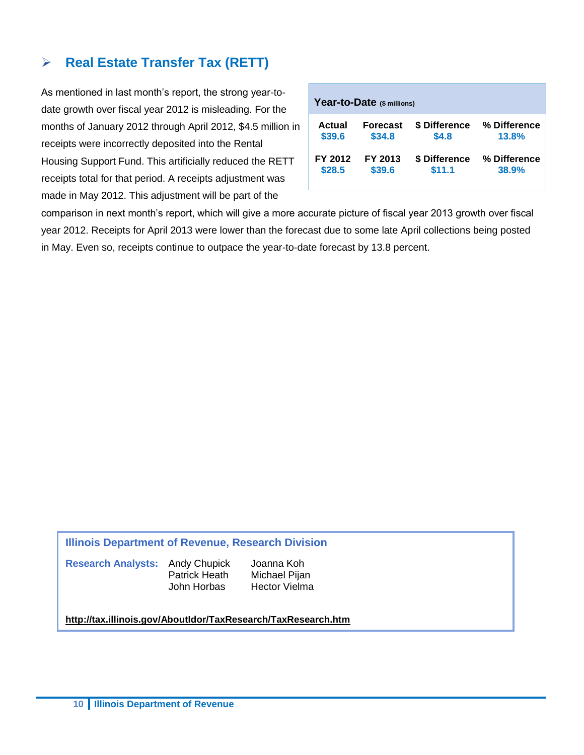## Real Estate Transfer Tax (RETT)

| Year-to-Date ($ millions) | | | |
|---|---|---|---|
| **Actual** | **Forecast** | **$ Difference** | **% Difference** |
| $39.6 | $34.8 | $4.8 | 13.8% |
| **FY 2012** | **FY 2013** | **$ Difference** | **% Difference** |
| $28.5 | $39.6 | $11.1 | 38.9% |

As mentioned in last month's report, the strong year-to-date growth over fiscal year 2012 is misleading. For the months of January 2012 through April 2012, $4.5 million in receipts were incorrectly deposited into the Rental Housing Support Fund. This artificially reduced the RETT receipts total for that period. A receipts adjustment was made in May 2012. This adjustment will be part of the comparison in next month's report, which will give a more accurate picture of fiscal year 2013 growth over fiscal year 2012. Receipts for April 2013 were lower than the forecast due to some late April collections being posted in May. Even so, receipts continue to outpace the year-to-date forecast by 13.8 percent.

**Illinois Department of Revenue, Research Division**

**Research Analysts:** Andy Chupick, Patrick Heath, John Horbas, Joanna Koh, Michael Pijan, Hector Vielma

**http://tax.illinois.gov/AboutIdor/TaxResearch/TaxResearch.htm**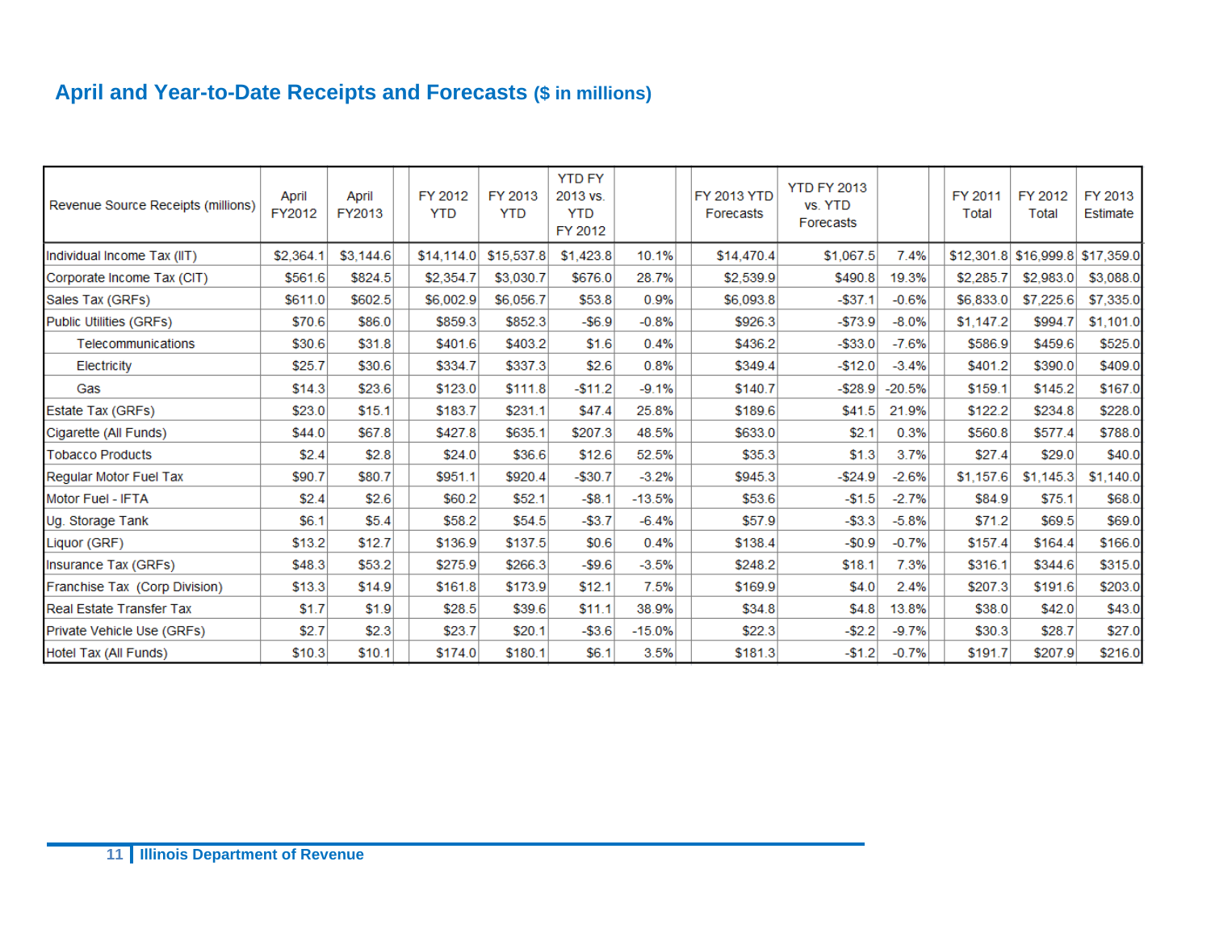## April and Year-to-Date Receipts and Forecasts ($ in millions)

| Revenue Source Receipts (millions) | April FY2012 | April FY2013 | FY 2012 YTD | FY 2013 YTD | YTD FY 2013 vs. YTD FY 2012 | | FY 2013 YTD Forecasts | YTD FY 2013 vs. YTD Forecasts | | FY 2011 Total | FY 2012 Total | FY 2013 Estimate |
|---|---|---|---|---|---|---|---|---|---|---|---|---|
| Individual Income Tax (IIT) | $2,364.1 | $3,144.6 | $14,114.0 | $15,537.8 | $1,423.8 | 10.1% | $14,470.4 | $1,067.5 | 7.4% | $12,301.8 | $16,999.8 | $17,359.0 |
| Corporate Income Tax (CIT) | $561.6 | $824.5 | $2,354.7 | $3,030.7 | $676.0 | 28.7% | $2,539.9 | $490.8 | 19.3% | $2,285.7 | $2,983.0 | $3,088.0 |
| Sales Tax (GRFs) | $611.0 | $602.5 | $6,002.9 | $6,056.7 | $53.8 | 0.9% | $6,093.8 | -$37.1 | -0.6% | $6,833.0 | $7,225.6 | $7,335.0 |
| Public Utilities (GRFs) | $70.6 | $86.0 | $859.3 | $852.3 | -$6.9 | -0.8% | $926.3 | -$73.9 | -8.0% | $1,147.2 | $994.7 | $1,101.0 |
| Telecommunications | $30.6 | $31.8 | $401.6 | $403.2 | $1.6 | 0.4% | $436.2 | -$33.0 | -7.6% | $586.9 | $459.6 | $525.0 |
| Electricity | $25.7 | $30.6 | $334.7 | $337.3 | $2.6 | 0.8% | $349.4 | -$12.0 | -3.4% | $401.2 | $390.0 | $409.0 |
| Gas | $14.3 | $23.6 | $123.0 | $111.8 | -$11.2 | -9.1% | $140.7 | -$28.9 | -20.5% | $159.1 | $145.2 | $167.0 |
| Estate Tax (GRFs) | $23.0 | $15.1 | $183.7 | $231.1 | $47.4 | 25.8% | $189.6 | $41.5 | 21.9% | $122.2 | $234.8 | $228.0 |
| Cigarette (All Funds) | $44.0 | $67.8 | $427.8 | $635.1 | $207.3 | 48.5% | $633.0 | $2.1 | 0.3% | $560.8 | $577.4 | $788.0 |
| Tobacco Products | $2.4 | $2.8 | $24.0 | $36.6 | $12.6 | 52.5% | $35.3 | $1.3 | 3.7% | $27.4 | $29.0 | $40.0 |
| Regular Motor Fuel Tax | $90.7 | $80.7 | $951.1 | $920.4 | -$30.7 | -3.2% | $945.3 | -$24.9 | -2.6% | $1,157.6 | $1,145.3 | $1,140.0 |
| Motor Fuel - IFTA | $2.4 | $2.6 | $60.2 | $52.1 | -$8.1 | -13.5% | $53.6 | -$1.5 | -2.7% | $84.9 | $75.1 | $68.0 |
| Ug. Storage Tank | $6.1 | $5.4 | $58.2 | $54.5 | -$3.7 | -6.4% | $57.9 | -$3.3 | -5.8% | $71.2 | $69.5 | $69.0 |
| Liquor (GRF) | $13.2 | $12.7 | $136.9 | $137.5 | $0.6 | 0.4% | $138.4 | -$0.9 | -0.7% | $157.4 | $164.4 | $166.0 |
| Insurance Tax (GRFs) | $48.3 | $53.2 | $275.9 | $266.3 | -$9.6 | -3.5% | $248.2 | $18.1 | 7.3% | $316.1 | $344.6 | $315.0 |
| Franchise Tax (Corp Division) | $13.3 | $14.9 | $161.8 | $173.9 | $12.1 | 7.5% | $169.9 | $4.0 | 2.4% | $207.3 | $191.6 | $203.0 |
| Real Estate Transfer Tax | $1.7 | $1.9 | $28.5 | $39.6 | $11.1 | 38.9% | $34.8 | $4.8 | 13.8% | $38.0 | $42.0 | $43.0 |
| Private Vehicle Use (GRFs) | $2.7 | $2.3 | $23.7 | $20.1 | -$3.6 | -15.0% | $22.3 | -$2.2 | -9.7% | $30.3 | $28.7 | $27.0 |
| Hotel Tax (All Funds) | $10.3 | $10.1 | $174.0 | $180.1 | $6.1 | 3.5% | $181.3 | -$1.2 | -0.7% | $191.7 | $207.9 | $216.0 |